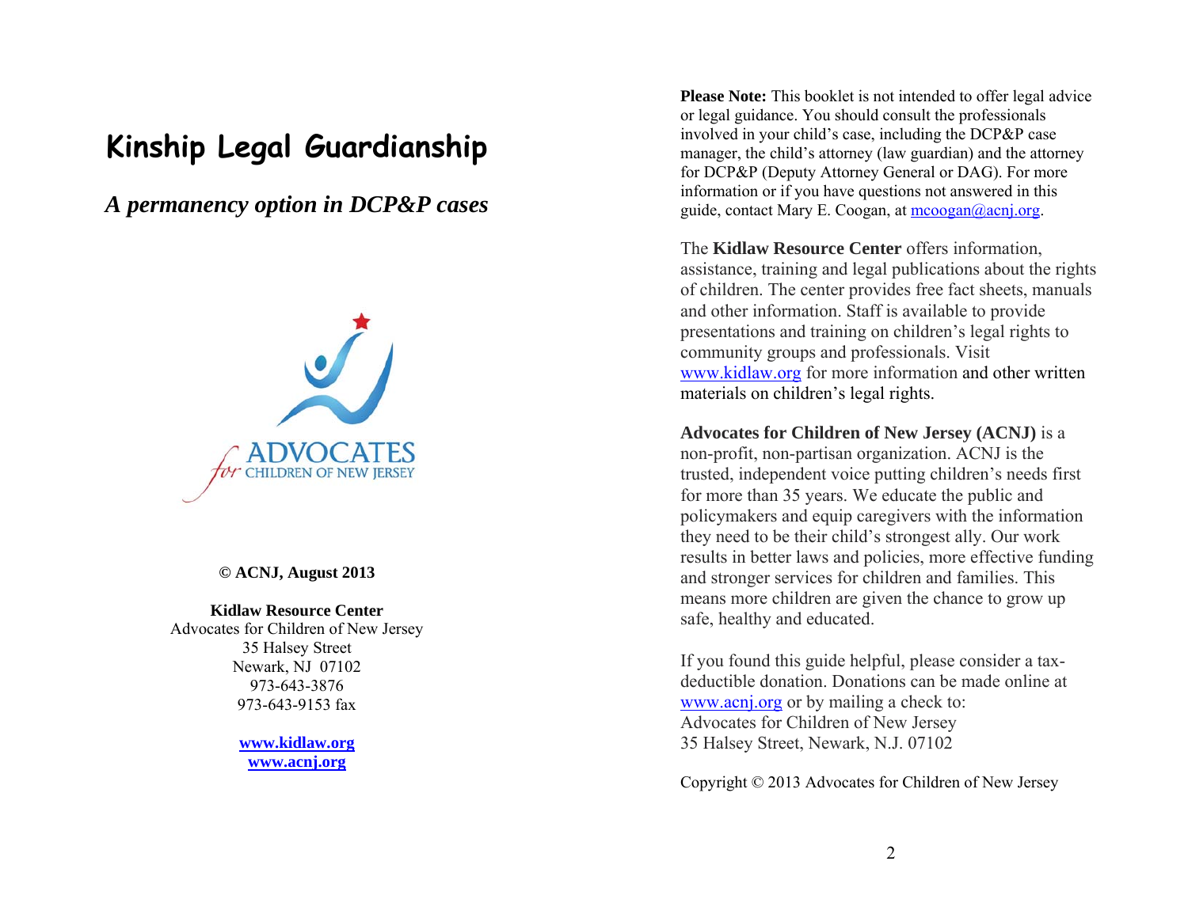# Kinship Legal Guardianship

## *A permanency option in DCP&P cases*

**© ACNJ, August 2013**

**Kidlaw Resource Center**
Advocates for Children of New Jersey
35 Halsey Street
Newark, NJ 07102
973-643-3876
973-643-9153 fax

**[www.kidlaw.org](http://www.kidlaw.org)**
**[www.acnj.org](http://www.acnj.org)**

**Please Note:** This booklet is not intended to offer legal advice or legal guidance. You should consult the professionals involved in your child's case, including the DCP&P case manager, the child's attorney (law guardian) and the attorney for DCP&P (Deputy Attorney General or DAG). For more information or if you have questions not answered in this guide, contact Mary E. Coogan, at [mcoogan@acnj.org](mailto:mcoogan@acnj.org).

The **Kidlaw Resource Center** offers information, assistance, training and legal publications about the rights of children. The center provides free fact sheets, manuals and other information. Staff is available to provide presentations and training on children's legal rights to community groups and professionals. Visit [www.kidlaw.org](http://www.kidlaw.org) for more information and other written materials on children's legal rights.

**Advocates for Children of New Jersey (ACNJ)** is a non-profit, non-partisan organization. ACNJ is the trusted, independent voice putting children's needs first for more than 35 years. We educate the public and policymakers and equip caregivers with the information they need to be their child's strongest ally. Our work results in better laws and policies, more effective funding and stronger services for children and families. This means more children are given the chance to grow up safe, healthy and educated.

If you found this guide helpful, please consider a tax-deductible donation. Donations can be made online at [www.acnj.org](http://www.acnj.org) or by mailing a check to:
Advocates for Children of New Jersey
35 Halsey Street, Newark, N.J. 07102

Copyright © 2013 Advocates for Children of New Jersey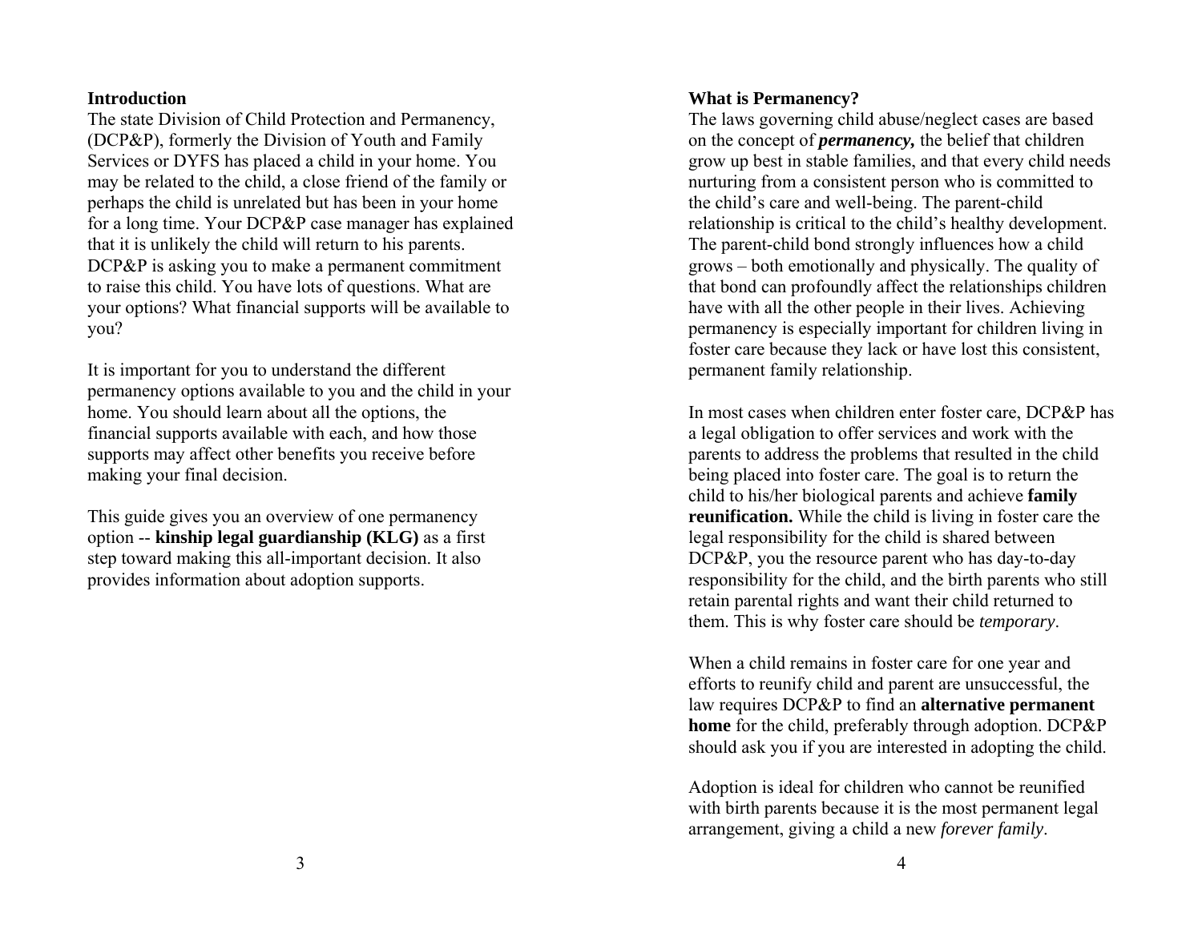## Introduction

The state Division of Child Protection and Permanency, (DCP&P), formerly the Division of Youth and Family Services or DYFS has placed a child in your home. You may be related to the child, a close friend of the family or perhaps the child is unrelated but has been in your home for a long time. Your DCP&P case manager has explained that it is unlikely the child will return to his parents. DCP&P is asking you to make a permanent commitment to raise this child. You have lots of questions. What are your options? What financial supports will be available to you?

It is important for you to understand the different permanency options available to you and the child in your home. You should learn about all the options, the financial supports available with each, and how those supports may affect other benefits you receive before making your final decision.

This guide gives you an overview of one permanency option -- **kinship legal guardianship (KLG)** as a first step toward making this all-important decision. It also provides information about adoption supports.

## What is Permanency?

The laws governing child abuse/neglect cases are based on the concept of ***permanency,*** the belief that children grow up best in stable families, and that every child needs nurturing from a consistent person who is committed to the child's care and well-being. The parent-child relationship is critical to the child's healthy development. The parent-child bond strongly influences how a child grows – both emotionally and physically. The quality of that bond can profoundly affect the relationships children have with all the other people in their lives. Achieving permanency is especially important for children living in foster care because they lack or have lost this consistent, permanent family relationship.

In most cases when children enter foster care, DCP&P has a legal obligation to offer services and work with the parents to address the problems that resulted in the child being placed into foster care. The goal is to return the child to his/her biological parents and achieve **family reunification.** While the child is living in foster care the legal responsibility for the child is shared between DCP&P, you the resource parent who has day-to-day responsibility for the child, and the birth parents who still retain parental rights and want their child returned to them. This is why foster care should be *temporary*.

When a child remains in foster care for one year and efforts to reunify child and parent are unsuccessful, the law requires DCP&P to find an **alternative permanent home** for the child, preferably through adoption. DCP&P should ask you if you are interested in adopting the child.

Adoption is ideal for children who cannot be reunified with birth parents because it is the most permanent legal arrangement, giving a child a new *forever family*.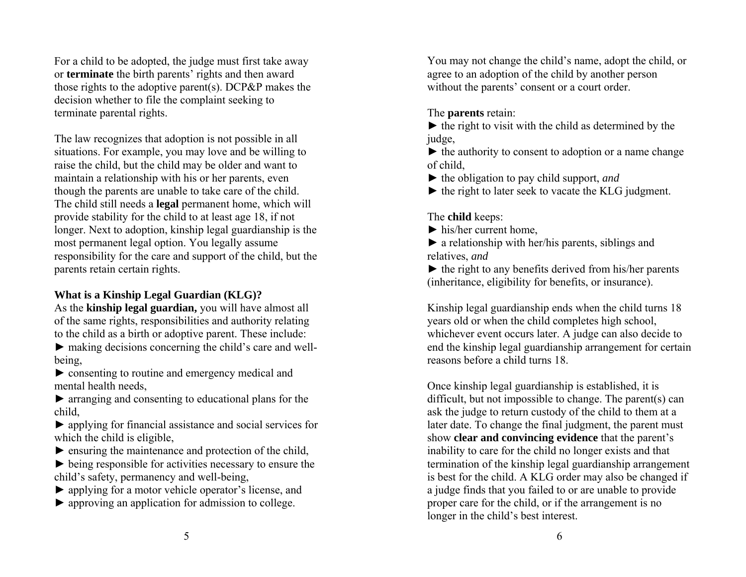For a child to be adopted, the judge must first take away or **terminate** the birth parents' rights and then award those rights to the adoptive parent(s). DCP&P makes the decision whether to file the complaint seeking to terminate parental rights.

The law recognizes that adoption is not possible in all situations. For example, you may love and be willing to raise the child, but the child may be older and want to maintain a relationship with his or her parents, even though the parents are unable to take care of the child. The child still needs a **legal** permanent home, which will provide stability for the child to at least age 18, if not longer. Next to adoption, kinship legal guardianship is the most permanent legal option. You legally assume responsibility for the care and support of the child, but the parents retain certain rights.

**What is a Kinship Legal Guardian (KLG)?**

As the **kinship legal guardian,** you will have almost all of the same rights, responsibilities and authority relating to the child as a birth or adoptive parent. These include:

► making decisions concerning the child's care and well-being,
► consenting to routine and emergency medical and mental health needs,
► arranging and consenting to educational plans for the child,
► applying for financial assistance and social services for which the child is eligible,
► ensuring the maintenance and protection of the child,
► being responsible for activities necessary to ensure the child's safety, permanency and well-being,
► applying for a motor vehicle operator's license, and
► approving an application for admission to college.

You may not change the child's name, adopt the child, or agree to an adoption of the child by another person without the parents' consent or a court order.

The **parents** retain:

► the right to visit with the child as determined by the judge,
► the authority to consent to adoption or a name change of child,
► the obligation to pay child support, *and*
► the right to later seek to vacate the KLG judgment.

The **child** keeps:

► his/her current home,
► a relationship with her/his parents, siblings and relatives, *and*
► the right to any benefits derived from his/her parents (inheritance, eligibility for benefits, or insurance).

Kinship legal guardianship ends when the child turns 18 years old or when the child completes high school, whichever event occurs later. A judge can also decide to end the kinship legal guardianship arrangement for certain reasons before a child turns 18.

Once kinship legal guardianship is established, it is difficult, but not impossible to change. The parent(s) can ask the judge to return custody of the child to them at a later date. To change the final judgment, the parent must show **clear and convincing evidence** that the parent's inability to care for the child no longer exists and that termination of the kinship legal guardianship arrangement is best for the child. A KLG order may also be changed if a judge finds that you failed to or are unable to provide proper care for the child, or if the arrangement is no longer in the child's best interest.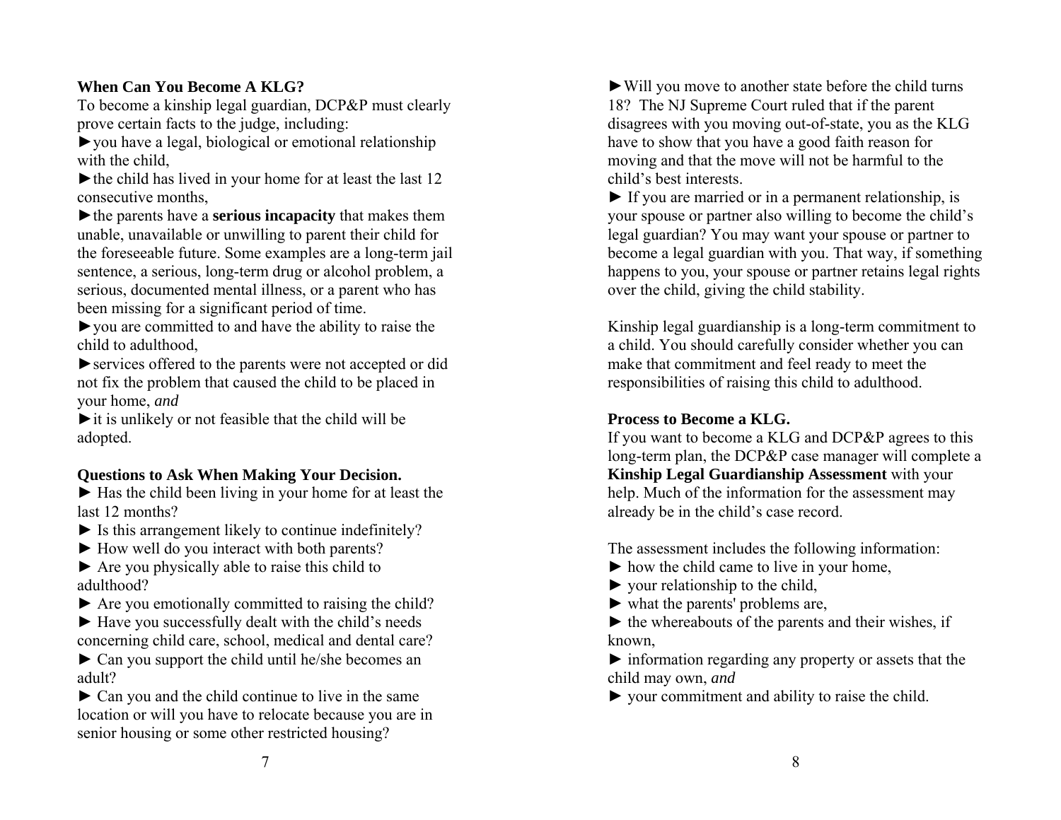### When Can You Become A KLG?

To become a kinship legal guardian, DCP&P must clearly prove certain facts to the judge, including:

- ►you have a legal, biological or emotional relationship with the child,
- ►the child has lived in your home for at least the last 12 consecutive months,
- ►the parents have a **serious incapacity** that makes them unable, unavailable or unwilling to parent their child for the foreseeable future. Some examples are a long-term jail sentence, a serious, long-term drug or alcohol problem, a serious, documented mental illness, or a parent who has been missing for a significant period of time.
- ►you are committed to and have the ability to raise the child to adulthood,
- ►services offered to the parents were not accepted or did not fix the problem that caused the child to be placed in your home, *and*
- ►it is unlikely or not feasible that the child will be adopted.

### Questions to Ask When Making Your Decision.

- ► Has the child been living in your home for at least the last 12 months?
- ► Is this arrangement likely to continue indefinitely?
- ► How well do you interact with both parents?
- ► Are you physically able to raise this child to adulthood?
- ► Are you emotionally committed to raising the child?
- ► Have you successfully dealt with the child's needs concerning child care, school, medical and dental care?
- ► Can you support the child until he/she becomes an adult?
- ► Can you and the child continue to live in the same location or will you have to relocate because you are in senior housing or some other restricted housing?
- ►Will you move to another state before the child turns 18? The NJ Supreme Court ruled that if the parent disagrees with you moving out-of-state, you as the KLG have to show that you have a good faith reason for moving and that the move will not be harmful to the child's best interests.
- ► If you are married or in a permanent relationship, is your spouse or partner also willing to become the child's legal guardian? You may want your spouse or partner to become a legal guardian with you. That way, if something happens to you, your spouse or partner retains legal rights over the child, giving the child stability.

Kinship legal guardianship is a long-term commitment to a child. You should carefully consider whether you can make that commitment and feel ready to meet the responsibilities of raising this child to adulthood.

### Process to Become a KLG.

If you want to become a KLG and DCP&P agrees to this long-term plan, the DCP&P case manager will complete a **Kinship Legal Guardianship Assessment** with your help. Much of the information for the assessment may already be in the child's case record.

The assessment includes the following information:

- ► how the child came to live in your home,
- ► your relationship to the child,
- ► what the parents' problems are,
- ► the whereabouts of the parents and their wishes, if known,
- ► information regarding any property or assets that the child may own, *and*
- ► your commitment and ability to raise the child.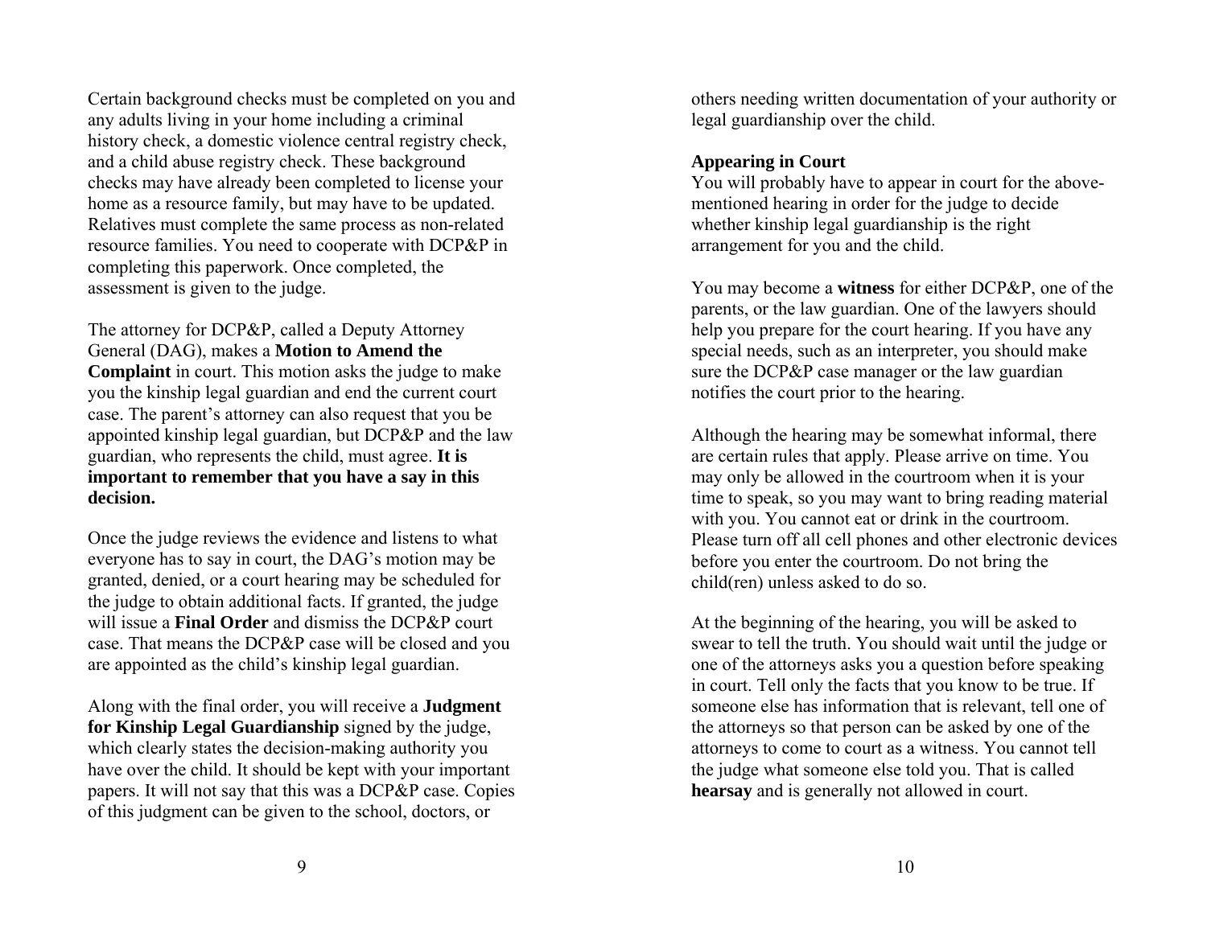Certain background checks must be completed on you and any adults living in your home including a criminal history check, a domestic violence central registry check, and a child abuse registry check. These background checks may have already been completed to license your home as a resource family, but may have to be updated. Relatives must complete the same process as non-related resource families. You need to cooperate with DCP&P in completing this paperwork. Once completed, the assessment is given to the judge.

The attorney for DCP&P, called a Deputy Attorney General (DAG), makes a **Motion to Amend the Complaint** in court. This motion asks the judge to make you the kinship legal guardian and end the current court case. The parent's attorney can also request that you be appointed kinship legal guardian, but DCP&P and the law guardian, who represents the child, must agree. **It is important to remember that you have a say in this decision.**

Once the judge reviews the evidence and listens to what everyone has to say in court, the DAG's motion may be granted, denied, or a court hearing may be scheduled for the judge to obtain additional facts. If granted, the judge will issue a **Final Order** and dismiss the DCP&P court case. That means the DCP&P case will be closed and you are appointed as the child's kinship legal guardian.

Along with the final order, you will receive a **Judgment for Kinship Legal Guardianship** signed by the judge, which clearly states the decision-making authority you have over the child. It should be kept with your important papers. It will not say that this was a DCP&P case. Copies of this judgment can be given to the school, doctors, or others needing written documentation of your authority or legal guardianship over the child.

**Appearing in Court**

You will probably have to appear in court for the above-mentioned hearing in order for the judge to decide whether kinship legal guardianship is the right arrangement for you and the child.

You may become a **witness** for either DCP&P, one of the parents, or the law guardian. One of the lawyers should help you prepare for the court hearing. If you have any special needs, such as an interpreter, you should make sure the DCP&P case manager or the law guardian notifies the court prior to the hearing.

Although the hearing may be somewhat informal, there are certain rules that apply. Please arrive on time. You may only be allowed in the courtroom when it is your time to speak, so you may want to bring reading material with you. You cannot eat or drink in the courtroom. Please turn off all cell phones and other electronic devices before you enter the courtroom. Do not bring the child(ren) unless asked to do so.

At the beginning of the hearing, you will be asked to swear to tell the truth. You should wait until the judge or one of the attorneys asks you a question before speaking in court. Tell only the facts that you know to be true. If someone else has information that is relevant, tell one of the attorneys so that person can be asked by one of the attorneys to come to court as a witness. You cannot tell the judge what someone else told you. That is called **hearsay** and is generally not allowed in court.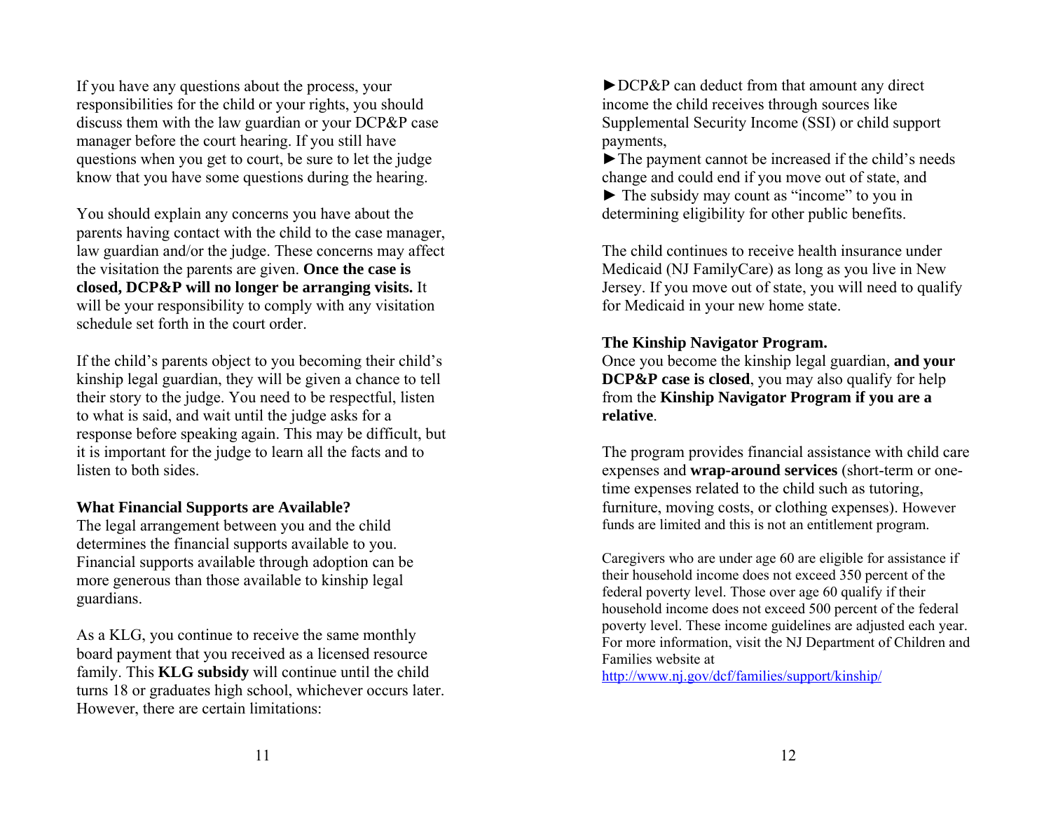If you have any questions about the process, your responsibilities for the child or your rights, you should discuss them with the law guardian or your DCP&P case manager before the court hearing. If you still have questions when you get to court, be sure to let the judge know that you have some questions during the hearing.

You should explain any concerns you have about the parents having contact with the child to the case manager, law guardian and/or the judge. These concerns may affect the visitation the parents are given. **Once the case is closed, DCP&P will no longer be arranging visits.** It will be your responsibility to comply with any visitation schedule set forth in the court order.

If the child's parents object to you becoming their child's kinship legal guardian, they will be given a chance to tell their story to the judge. You need to be respectful, listen to what is said, and wait until the judge asks for a response before speaking again. This may be difficult, but it is important for the judge to learn all the facts and to listen to both sides.

**What Financial Supports are Available?**

The legal arrangement between you and the child determines the financial supports available to you. Financial supports available through adoption can be more generous than those available to kinship legal guardians.

As a KLG, you continue to receive the same monthly board payment that you received as a licensed resource family. This **KLG subsidy** will continue until the child turns 18 or graduates high school, whichever occurs later. However, there are certain limitations:

►DCP&P can deduct from that amount any direct income the child receives through sources like Supplemental Security Income (SSI) or child support payments,

►The payment cannot be increased if the child's needs change and could end if you move out of state, and

► The subsidy may count as "income" to you in determining eligibility for other public benefits.

The child continues to receive health insurance under Medicaid (NJ FamilyCare) as long as you live in New Jersey. If you move out of state, you will need to qualify for Medicaid in your new home state.

**The Kinship Navigator Program.**

Once you become the kinship legal guardian, **and your DCP&P case is closed**, you may also qualify for help from the **Kinship Navigator Program if you are a relative**.

The program provides financial assistance with child care expenses and **wrap-around services** (short-term or one-time expenses related to the child such as tutoring, furniture, moving costs, or clothing expenses). However funds are limited and this is not an entitlement program.

Caregivers who are under age 60 are eligible for assistance if their household income does not exceed 350 percent of the federal poverty level. Those over age 60 qualify if their household income does not exceed 500 percent of the federal poverty level. These income guidelines are adjusted each year. For more information, visit the NJ Department of Children and Families website at http://www.nj.gov/dcf/families/support/kinship/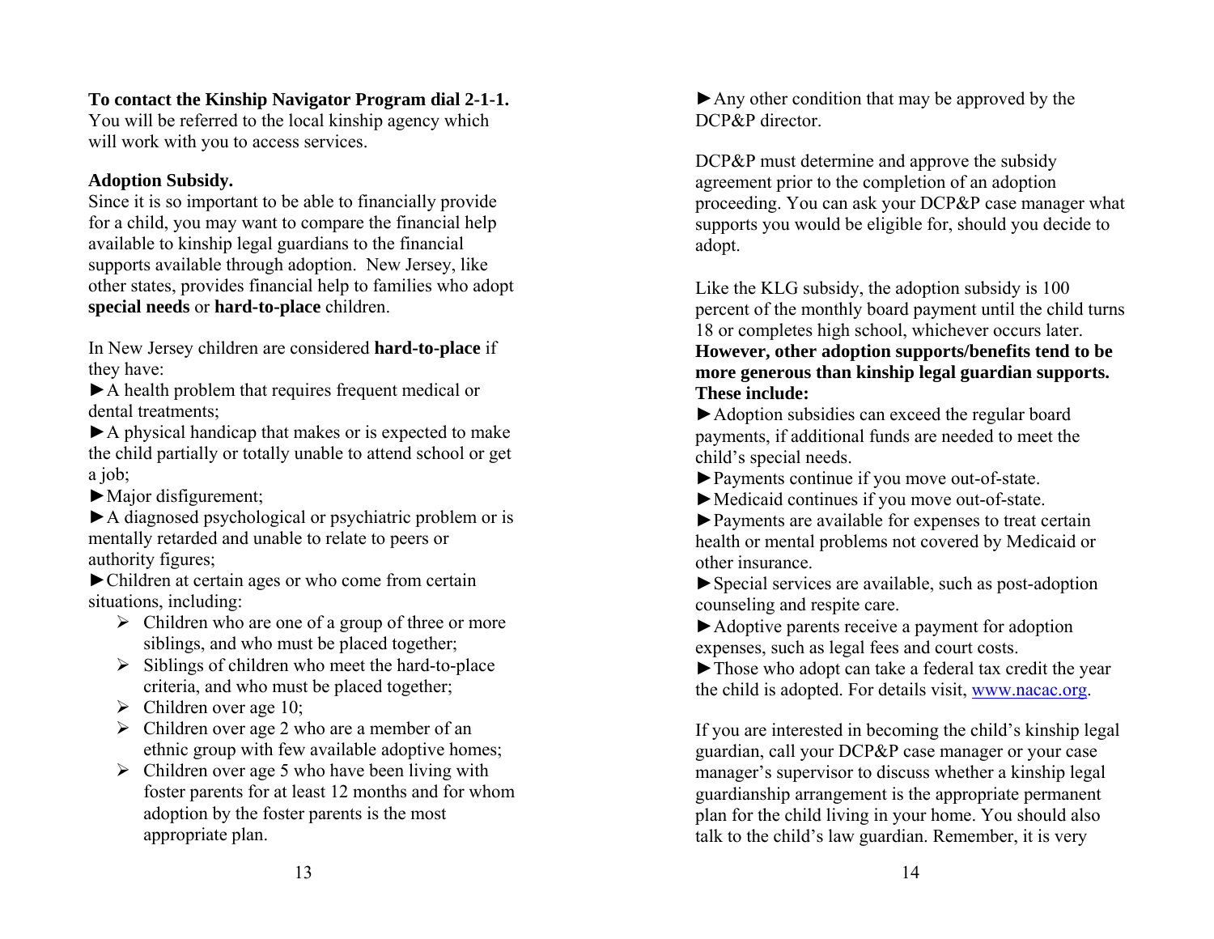**To contact the Kinship Navigator Program dial 2-1-1.** You will be referred to the local kinship agency which will work with you to access services.

**Adoption Subsidy.**
Since it is so important to be able to financially provide for a child, you may want to compare the financial help available to kinship legal guardians to the financial supports available through adoption. New Jersey, like other states, provides financial help to families who adopt **special needs** or **hard-to-place** children.

In New Jersey children are considered **hard-to-place** if they have:

► A health problem that requires frequent medical or dental treatments;
► A physical handicap that makes or is expected to make the child partially or totally unable to attend school or get a job;
► Major disfigurement;
► A diagnosed psychological or psychiatric problem or is mentally retarded and unable to relate to peers or authority figures;
► Children at certain ages or who come from certain situations, including:

- Children who are one of a group of three or more siblings, and who must be placed together;
- Siblings of children who meet the hard-to-place criteria, and who must be placed together;
- Children over age 10;
- Children over age 2 who are a member of an ethnic group with few available adoptive homes;
- Children over age 5 who have been living with foster parents for at least 12 months and for whom adoption by the foster parents is the most appropriate plan.

► Any other condition that may be approved by the DCP&P director.

DCP&P must determine and approve the subsidy agreement prior to the completion of an adoption proceeding. You can ask your DCP&P case manager what supports you would be eligible for, should you decide to adopt.

Like the KLG subsidy, the adoption subsidy is 100 percent of the monthly board payment until the child turns 18 or completes high school, whichever occurs later. **However, other adoption supports/benefits tend to be more generous than kinship legal guardian supports. These include:**

► Adoption subsidies can exceed the regular board payments, if additional funds are needed to meet the child's special needs.
► Payments continue if you move out-of-state.
► Medicaid continues if you move out-of-state.
► Payments are available for expenses to treat certain health or mental problems not covered by Medicaid or other insurance.
► Special services are available, such as post-adoption counseling and respite care.
► Adoptive parents receive a payment for adoption expenses, such as legal fees and court costs.
► Those who adopt can take a federal tax credit the year the child is adopted. For details visit, www.nacac.org.

If you are interested in becoming the child's kinship legal guardian, call your DCP&P case manager or your case manager's supervisor to discuss whether a kinship legal guardianship arrangement is the appropriate permanent plan for the child living in your home. You should also talk to the child's law guardian. Remember, it is very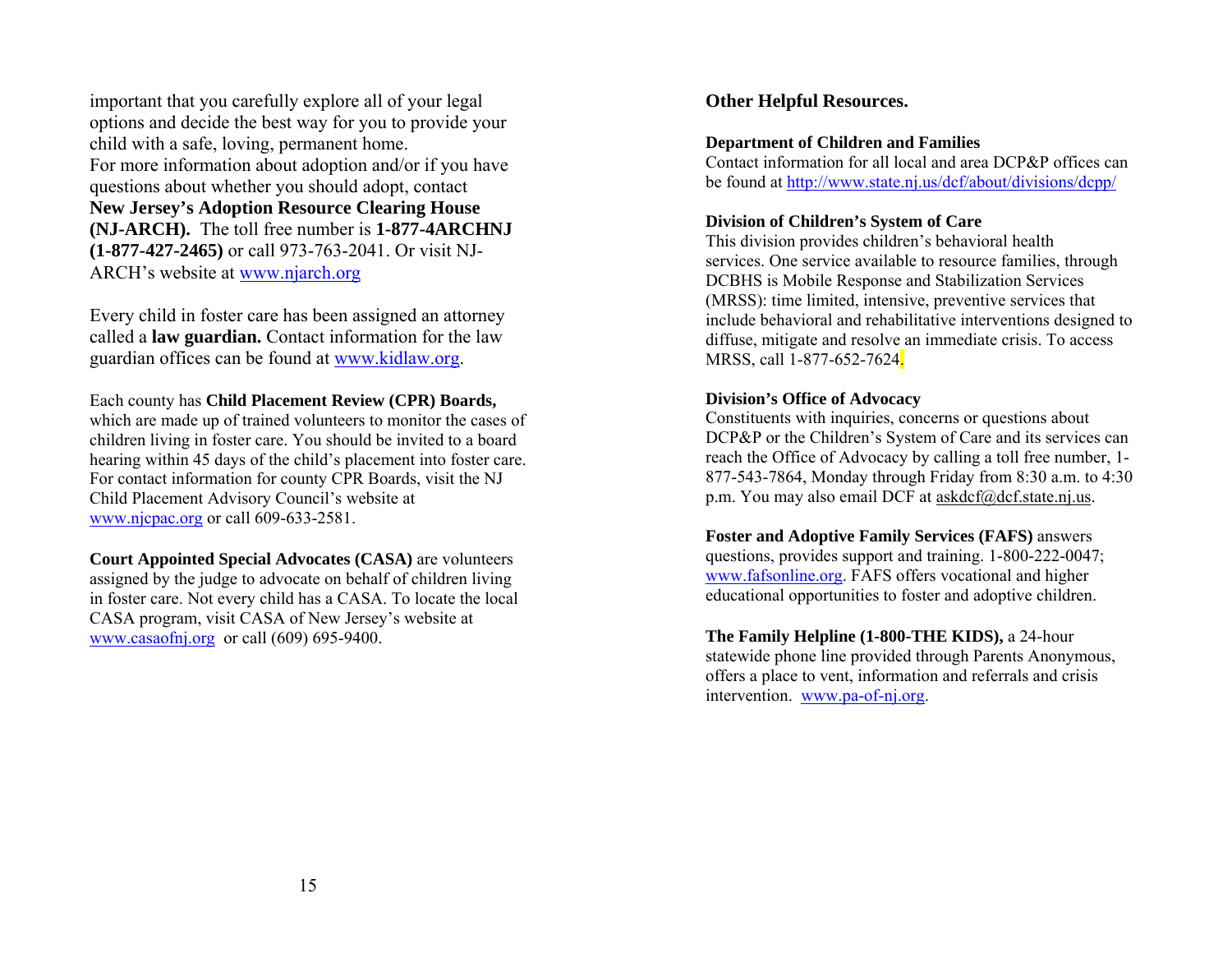important that you carefully explore all of your legal options and decide the best way for you to provide your child with a safe, loving, permanent home.
For more information about adoption and/or if you have questions about whether you should adopt, contact **New Jersey's Adoption Resource Clearing House (NJ-ARCH).** The toll free number is **1-877-4ARCHNJ (1-877-427-2465)** or call 973-763-2041. Or visit NJ-ARCH's website at www.njarch.org

Every child in foster care has been assigned an attorney called a **law guardian.** Contact information for the law guardian offices can be found at www.kidlaw.org.

Each county has **Child Placement Review (CPR) Boards,** which are made up of trained volunteers to monitor the cases of children living in foster care. You should be invited to a board hearing within 45 days of the child's placement into foster care. For contact information for county CPR Boards, visit the NJ Child Placement Advisory Council's website at www.njcpac.org or call 609-633-2581.

**Court Appointed Special Advocates (CASA)** are volunteers assigned by the judge to advocate on behalf of children living in foster care. Not every child has a CASA. To locate the local CASA program, visit CASA of New Jersey's website at www.casaofnj.org or call (609) 695-9400.

## Other Helpful Resources.

**Department of Children and Families**
Contact information for all local and area DCP&P offices can be found at http://www.state.nj.us/dcf/about/divisions/dcpp/

**Division of Children's System of Care**
This division provides children's behavioral health services. One service available to resource families, through DCBHS is Mobile Response and Stabilization Services (MRSS): time limited, intensive, preventive services that include behavioral and rehabilitative interventions designed to diffuse, mitigate and resolve an immediate crisis. To access MRSS, call 1-877-652-7624.

**Division's Office of Advocacy**
Constituents with inquiries, concerns or questions about DCP&P or the Children's System of Care and its services can reach the Office of Advocacy by calling a toll free number, 1-877-543-7864, Monday through Friday from 8:30 a.m. to 4:30 p.m. You may also email DCF at askdcf@dcf.state.nj.us.

**Foster and Adoptive Family Services (FAFS)** answers questions, provides support and training. 1-800-222-0047; www.fafsonline.org. FAFS offers vocational and higher educational opportunities to foster and adoptive children.

**The Family Helpline (1-800-THE KIDS),** a 24-hour statewide phone line provided through Parents Anonymous, offers a place to vent, information and referrals and crisis intervention. www.pa-of-nj.org.